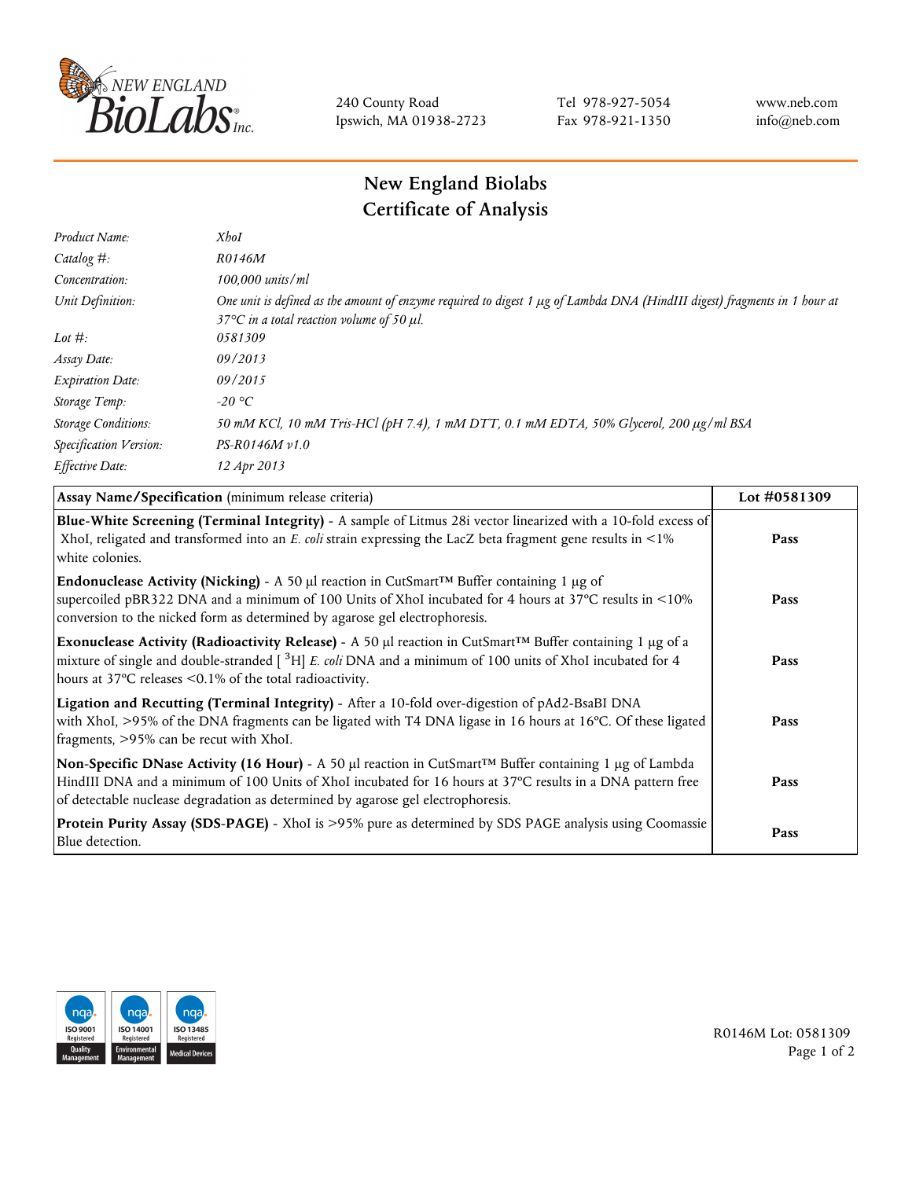240 County Road
Ipswich, MA 01938-2723

Tel 978-927-5054
Fax 978-921-1350

www.neb.com
info@neb.com

# New England Biolabs
# Certificate of Analysis

| | |
|---|---|
| *Product Name:* | *XhoI* |
| *Catalog #:* | *R0146M* |
| *Concentration:* | *100,000 units/ml* |
| *Unit Definition:* | *One unit is defined as the amount of enzyme required to digest 1 µg of Lambda DNA (HindIII digest) fragments in 1 hour at 37°C in a total reaction volume of 50 µl.* |
| *Lot #:* | *0581309* |
| *Assay Date:* | *09/2013* |
| *Expiration Date:* | *09/2015* |
| *Storage Temp:* | *-20 °C* |
| *Storage Conditions:* | *50 mM KCl, 10 mM Tris-HCl (pH 7.4), 1 mM DTT, 0.1 mM EDTA, 50% Glycerol, 200 µg/ml BSA* |
| *Specification Version:* | *PS-R0146M v1.0* |
| *Effective Date:* | *12 Apr 2013* |

| **Assay Name/Specification** (minimum release criteria) | **Lot #0581309** |
|---|---|
| **Blue-White Screening (Terminal Integrity)** - A sample of Litmus 28i vector linearized with a 10-fold excess of XhoI, religated and transformed into an *E. coli* strain expressing the LacZ beta fragment gene results in <1% white colonies. | **Pass** |
| **Endonuclease Activity (Nicking)** - A 50 µl reaction in CutSmart™ Buffer containing 1 µg of supercoiled pBR322 DNA and a minimum of 100 Units of XhoI incubated for 4 hours at 37°C results in <10% conversion to the nicked form as determined by agarose gel electrophoresis. | **Pass** |
| **Exonuclease Activity (Radioactivity Release)** - A 50 µl reaction in CutSmart™ Buffer containing 1 µg of a mixture of single and double-stranded [ $^{3}$H] *E. coli* DNA and a minimum of 100 units of XhoI incubated for 4 hours at 37°C releases <0.1% of the total radioactivity. | **Pass** |
| **Ligation and Recutting (Terminal Integrity)** - After a 10-fold over-digestion of pAd2-BsaBI DNA with XhoI, >95% of the DNA fragments can be ligated with T4 DNA ligase in 16 hours at 16°C. Of these ligated fragments, >95% can be recut with XhoI. | **Pass** |
| **Non-Specific DNase Activity (16 Hour)** - A 50 µl reaction in CutSmart™ Buffer containing 1 µg of Lambda HindIII DNA and a minimum of 100 Units of XhoI incubated for 16 hours at 37°C results in a DNA pattern free of detectable nuclease degradation as determined by agarose gel electrophoresis. | **Pass** |
| **Protein Purity Assay (SDS-PAGE)** - XhoI is >95% pure as determined by SDS PAGE analysis using Coomassie Blue detection. | **Pass** |

R0146M Lot: 0581309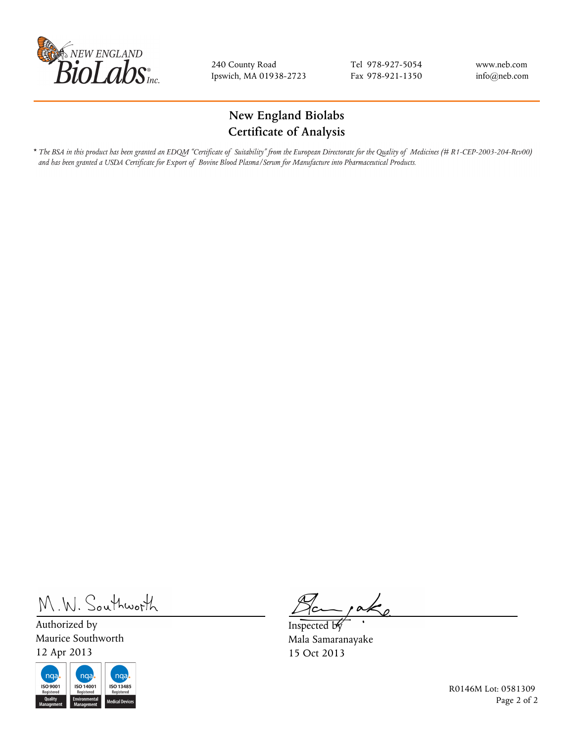240 County Road
Ipswich, MA 01938-2723

Tel 978-927-5054
Fax 978-921-1350

www.neb.com
info@neb.com

## New England Biolabs
## Certificate of Analysis

\* *The BSA in this product has been granted an EDQM "Certificate of Suitability" from the European Directorate for the Quality of Medicines (# R1-CEP-2003-204-Rev00) and has been granted a USDA Certificate for Export of Bovine Blood Plasma/Serum for Manufacture into Pharmaceutical Products.*

M.W. Southworth

Authorized by
Maurice Southworth
12 Apr 2013

Inspected by
Mala Samaranayake
15 Oct 2013

ISO 9001 Registered Quality Management | ISO 14001 Registered Environmental Management | ISO 13485 Registered Medical Devices

R0146M Lot: 0581309